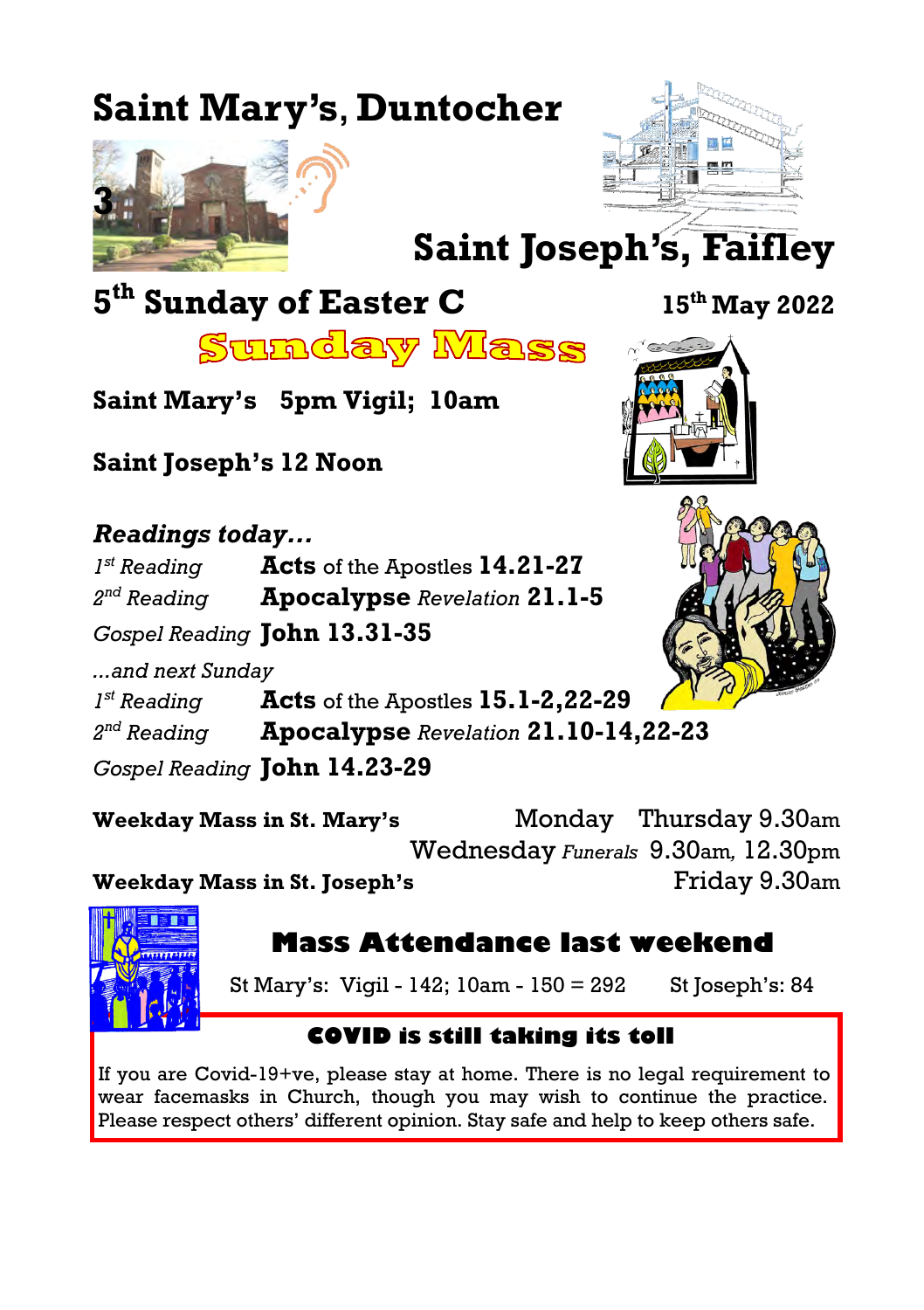# Saint Mary's, Duntocher

# Saint Joseph's, Faifley

## 5th Sunday of Easter C

**15th May 2022**

## Sunday Mass

**Saint Mary's 5pm Vigil; 10am**

**Saint Joseph's 12 Noon**

### *Readings today…*

*1st Reading* **Acts** of the Apostles **14.21-27**

*2nd Reading* **Apocalypse** *Revelation* **21.1-5**

*Gospel Reading* **John 13.31-35**

*...and next Sunday*

*1st Reading* **Acts** of the Apostles **15.1-2,22-29**

*2nd Reading* **Apocalypse** *Revelation* **21.10-14,22-23**

*Gospel Reading* **John 14.23-29**

**Weekday Mass in St. Mary's** Monday Thursday 9.30am
Wednesday *Funerals* 9.30am, 12.30pm

**Weekday Mass in St. Joseph's** Friday 9.30am

## Mass Attendance last weekend

St Mary's: Vigil - 142; 10am - 150 = 292 St Joseph's: 84

### COVID is still taking its toll

If you are Covid-19+ve, please stay at home. There is no legal requirement to wear facemasks in Church, though you may wish to continue the practice. Please respect others' different opinion. Stay safe and help to keep others safe.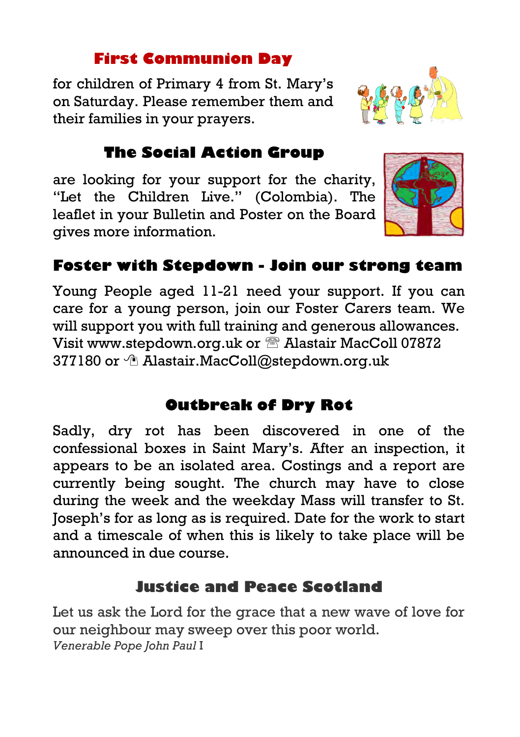## First Communion Day

for children of Primary 4 from St. Mary's on Saturday. Please remember them and their families in your prayers.

## The Social Action Group

are looking for your support for the charity, "Let the Children Live." (Colombia). The leaflet in your Bulletin and Poster on the Board gives more information.

## Foster with Stepdown - Join our strong team

Young People aged 11-21 need your support. If you can care for a young person, join our Foster Carers team. We will support you with full training and generous allowances. Visit www.stepdown.org.uk or ☏ Alastair MacColl 07872 377180 or ✉ Alastair.MacColl@stepdown.org.uk

## Outbreak of Dry Rot

Sadly, dry rot has been discovered in one of the confessional boxes in Saint Mary's. After an inspection, it appears to be an isolated area. Costings and a report are currently being sought. The church may have to close during the week and the weekday Mass will transfer to St. Joseph's for as long as is required. Date for the work to start and a timescale of when this is likely to take place will be announced in due course.

## Justice and Peace Scotland

Let us ask the Lord for the grace that a new wave of love for our neighbour may sweep over this poor world.
*Venerable Pope John Paul* I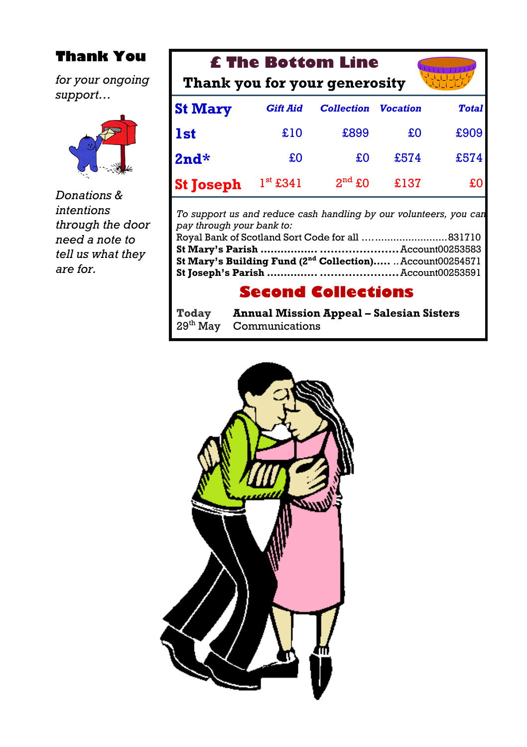## Thank You

*for your ongoing support…*

*Donations & intentions through the door need a note to tell us what they are for.*

## £ The Bottom Line

**Thank you for your generosity**

| St Mary | *Gift Aid* | *Collection* | *Vocation* | *Total* |
|---|---|---|---|---|
| **1st** | £10 | £899 | £0 | £909 |
| **2nd*** | £0 | £0 | £574 | £574 |
| **St Joseph** | 1st £341 | 2nd £0 | £137 | £0 |

*To support us and reduce cash handling by our volunteers, you can pay through your bank to:*

Royal Bank of Scotland Sort Code for all ………………………..831710
**St Mary's Parish** ……………. …………………Account00253583
**St Mary's Building Fund (2nd Collection)…..** ..Account00254571
**St Joseph's Parish** ………….. …………………Account00253591

## Second Collections

| | |
|---|---|
| **Today** | **Annual Mission Appeal – Salesian Sisters** |
| 29th May | Communications |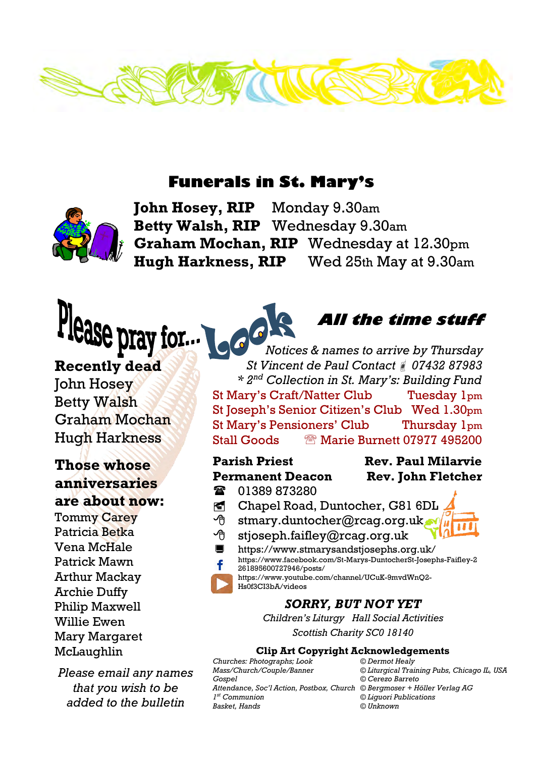## Funerals in St. Mary's

**John Hosey, RIP** Monday 9.30am
**Betty Walsh, RIP** Wednesday 9.30am
**Graham Mochan, RIP** Wednesday at 12.30pm
**Hugh Harkness, RIP** Wed 25th May at 9.30am

## Please pray for...

**Recently dead**

John Hosey
Betty Walsh
Graham Mochan
Hugh Harkness

**Those whose anniversaries are about now:**

Tommy Carey
Patricia Betka
Vena McHale
Patrick Mawn
Arthur Mackay
Archie Duffy
Philip Maxwell
Willie Ewen
Mary Margaret McLaughlin

*Please email any names that you wish to be added to the bulletin*

## Look — *All the time stuff*

*Notices & names to arrive by Thursday*
*St Vincent de Paul Contact 07432 87983*
*\* 2nd Collection in St. Mary's: Building Fund*

St Mary's Craft/Natter Club — Tuesday 1pm
St Joseph's Senior Citizen's Club — Wed 1.30pm
St Mary's Pensioners' Club — Thursday 1pm
Stall Goods — Marie Burnett 07977 495200

**Parish Priest** — **Rev. Paul Milarvie**
**Permanent Deacon** — **Rev. John Fletcher**

01389 873280
Chapel Road, Duntocher, G81 6DL
stmary.duntocher@rcag.org.uk
stjoseph.faifley@rcag.org.uk
https://www.stmarysandstjosephs.org.uk/
https://www.facebook.com/St-Marys-DuntocherSt-Josephs-Faifley-2261895600727946/posts/
https://www.youtube.com/channel/UCuK-9mvdWnQ2-Hs0f3CI3bA/videos

***SORRY, BUT NOT YET***

*Children's Liturgy Hall Social Activities*

*Scottish Charity SC0 18140*

**Clip Art Copyright Acknowledgements**

| | |
|---|---|
| *Churches: Photographs; Look* | *© Dermot Healy* |
| *Mass/Church/Couple/Banner* | *© Liturgical Training Pubs, Chicago IL, USA* |
| *Gospel* | *© Cerezo Barreto* |
| *Attendance, Soc'l Action, Postbox, Church* | *© Bergmoser + Höller Verlag AG* |
| *1st Communion* | *© Liguori Publications* |
| *Basket, Hands* | *© Unknown* |